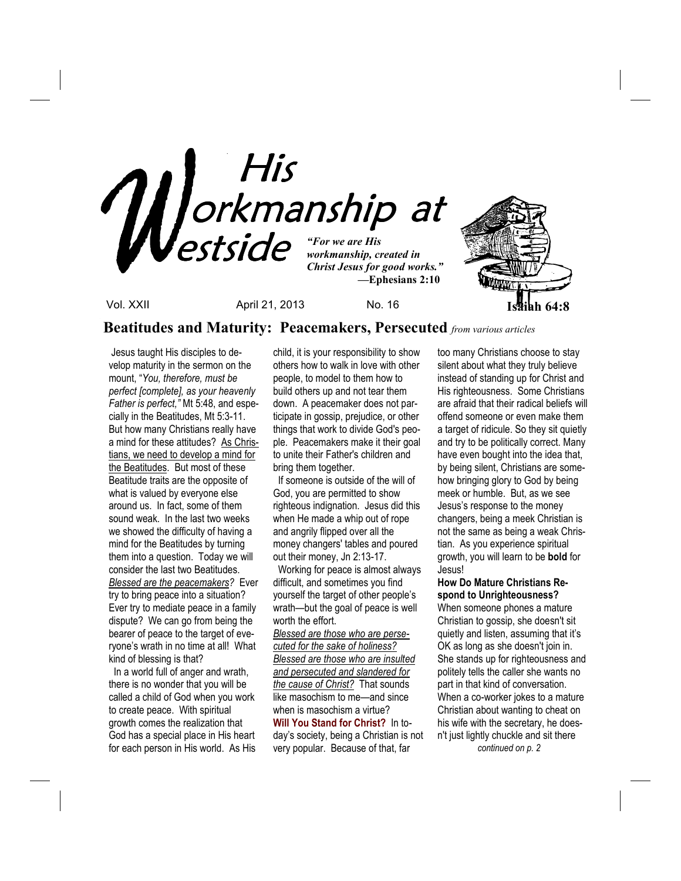# His Workmanship at Westside

*"For we are His workmanship, created in Christ Jesus for good works."*
**—Ephesians 2:10**

**Isaiah 64:8**

Vol. XXII April 21, 2013 No. 16

## Beatitudes and Maturity: Peacemakers, Persecuted *from various articles*

Jesus taught His disciples to develop maturity in the sermon on the mount, "*You, therefore, must be perfect [complete], as your heavenly Father is perfect,"* Mt 5:48, and especially in the Beatitudes, Mt 5:3-11. But how many Christians really have a mind for these attitudes? As Christians, we need to develop a mind for the Beatitudes. But most of these Beatitude traits are the opposite of what is valued by everyone else around us. In fact, some of them sound weak. In the last two weeks we showed the difficulty of having a mind for the Beatitudes by turning them into a question. Today we will consider the last two Beatitudes.

*Blessed are the peacemakers?* Ever try to bring peace into a situation? Ever try to mediate peace in a family dispute? We can go from being the bearer of peace to the target of everyone's wrath in no time at all! What kind of blessing is that?

In a world full of anger and wrath, there is no wonder that you will be called a child of God when you work to create peace. With spiritual growth comes the realization that God has a special place in His heart for each person in His world. As His child, it is your responsibility to show others how to walk in love with other people, to model to them how to build others up and not tear them down. A peacemaker does not participate in gossip, prejudice, or other things that work to divide God's people. Peacemakers make it their goal to unite their Father's children and bring them together.

If someone is outside of the will of God, you are permitted to show righteous indignation. Jesus did this when He made a whip out of rope and angrily flipped over all the money changers' tables and poured out their money, Jn 2:13-17.

Working for peace is almost always difficult, and sometimes you find yourself the target of other people's wrath—but the goal of peace is well worth the effort.

*Blessed are those who are persecuted for the sake of holiness? Blessed are those who are insulted and persecuted and slandered for the cause of Christ?* That sounds like masochism to me—and since when is masochism a virtue?

**Will You Stand for Christ?** In today's society, being a Christian is not very popular. Because of that, far too many Christians choose to stay silent about what they truly believe instead of standing up for Christ and His righteousness. Some Christians are afraid that their radical beliefs will offend someone or even make them a target of ridicule. So they sit quietly and try to be politically correct. Many have even bought into the idea that, by being silent, Christians are somehow bringing glory to God by being meek or humble. But, as we see Jesus's response to the money changers, being a meek Christian is not the same as being a weak Christian. As you experience spiritual growth, you will learn to be **bold** for Jesus!

**How Do Mature Christians Respond to Unrighteousness?** When someone phones a mature Christian to gossip, she doesn't sit quietly and listen, assuming that it's OK as long as she doesn't join in. She stands up for righteousness and politely tells the caller she wants no part in that kind of conversation. When a co-worker jokes to a mature Christian about wanting to cheat on his wife with the secretary, he doesn't just lightly chuckle and sit there

*continued on p. 2*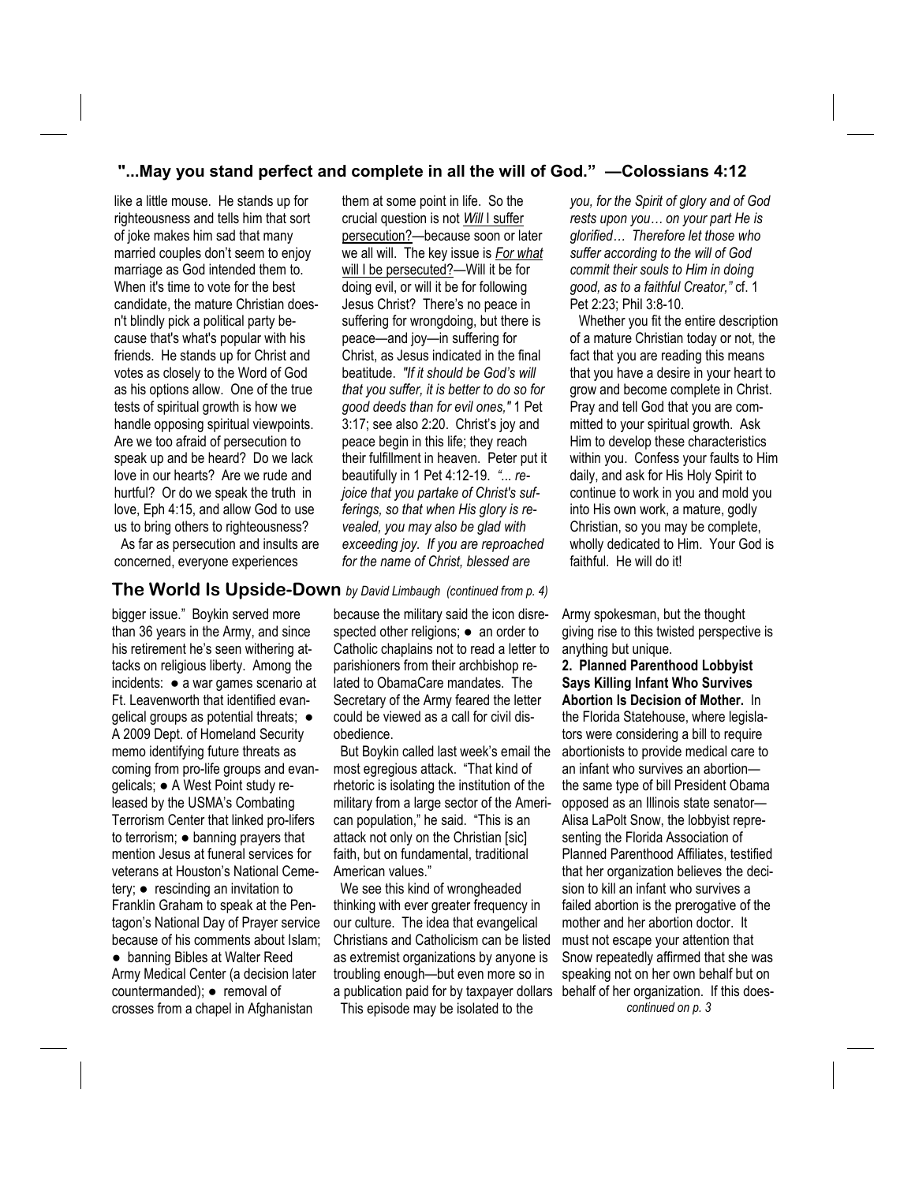## "...May you stand perfect and complete in all the will of God." —Colossians 4:12

like a little mouse. He stands up for righteousness and tells him that sort of joke makes him sad that many married couples don't seem to enjoy marriage as God intended them to. When it's time to vote for the best candidate, the mature Christian doesn't blindly pick a political party because that's what's popular with his friends. He stands up for Christ and votes as closely to the Word of God as his options allow. One of the true tests of spiritual growth is how we handle opposing spiritual viewpoints. Are we too afraid of persecution to speak up and be heard? Do we lack love in our hearts? Are we rude and hurtful? Or do we speak the truth in love, Eph 4:15, and allow God to use us to bring others to righteousness?

As far as persecution and insults are concerned, everyone experiences them at some point in life. So the crucial question is not *Will* I suffer persecution?—because soon or later we all will. The key issue is *For what* will I be persecuted?—Will it be for doing evil, or will it be for following Jesus Christ? There's no peace in suffering for wrongdoing, but there is peace—and joy—in suffering for Christ, as Jesus indicated in the final beatitude. *"If it should be God's will that you suffer, it is better to do so for good deeds than for evil ones,"* 1 Pet 3:17; see also 2:20. Christ's joy and peace begin in this life; they reach their fulfillment in heaven. Peter put it beautifully in 1 Pet 4:12-19. *"... rejoice that you partake of Christ's sufferings, so that when His glory is revealed, you may also be glad with exceeding joy. If you are reproached for the name of Christ, blessed are you, for the Spirit of glory and of God rests upon you… on your part He is glorified… Therefore let those who suffer according to the will of God commit their souls to Him in doing good, as to a faithful Creator,"* cf. 1 Pet 2:23; Phil 3:8-10.

Whether you fit the entire description of a mature Christian today or not, the fact that you are reading this means that you have a desire in your heart to grow and become complete in Christ. Pray and tell God that you are committed to your spiritual growth. Ask Him to develop these characteristics within you. Confess your faults to Him daily, and ask for His Holy Spirit to continue to work in you and mold you into His own work, a mature, godly Christian, so you may be complete, wholly dedicated to Him. Your God is faithful. He will do it!

## The World Is Upside-Down *by David Limbaugh (continued from p. 4)*

bigger issue." Boykin served more than 36 years in the Army, and since his retirement he's seen withering attacks on religious liberty. Among the incidents: ● a war games scenario at Ft. Leavenworth that identified evangelical groups as potential threats; ● A 2009 Dept. of Homeland Security memo identifying future threats as coming from pro-life groups and evangelicals; ● A West Point study released by the USMA's Combating Terrorism Center that linked pro-lifers to terrorism; ● banning prayers that mention Jesus at funeral services for veterans at Houston's National Cemetery; ● rescinding an invitation to Franklin Graham to speak at the Pentagon's National Day of Prayer service because of his comments about Islam; ● banning Bibles at Walter Reed Army Medical Center (a decision later countermanded); ● removal of crosses from a chapel in Afghanistan because the military said the icon disrespected other religions; ● an order to Catholic chaplains not to read a letter to parishioners from their archbishop related to ObamaCare mandates. The Secretary of the Army feared the letter could be viewed as a call for civil disobedience.

But Boykin called last week's email the most egregious attack. "That kind of rhetoric is isolating the institution of the military from a large sector of the American population," he said. "This is an attack not only on the Christian [sic] faith, but on fundamental, traditional American values."

We see this kind of wrongheaded thinking with ever greater frequency in our culture. The idea that evangelical Christians and Catholicism can be listed as extremist organizations by anyone is troubling enough—but even more so in a publication paid for by taxpayer dollars

This episode may be isolated to the Army spokesman, but the thought giving rise to this twisted perspective is anything but unique.

**2. Planned Parenthood Lobbyist Says Killing Infant Who Survives Abortion Is Decision of Mother.** In the Florida Statehouse, where legislators were considering a bill to require abortionists to provide medical care to an infant who survives an abortion—the same type of bill President Obama opposed as an Illinois state senator—Alisa LaPolt Snow, the lobbyist representing the Florida Association of Planned Parenthood Affiliates, testified that her organization believes the decision to kill an infant who survives a failed abortion is the prerogative of the mother and her abortion doctor. It must not escape your attention that Snow repeatedly affirmed that she was speaking not on her own behalf but on behalf of her organization. If this does-

*continued on p. 3*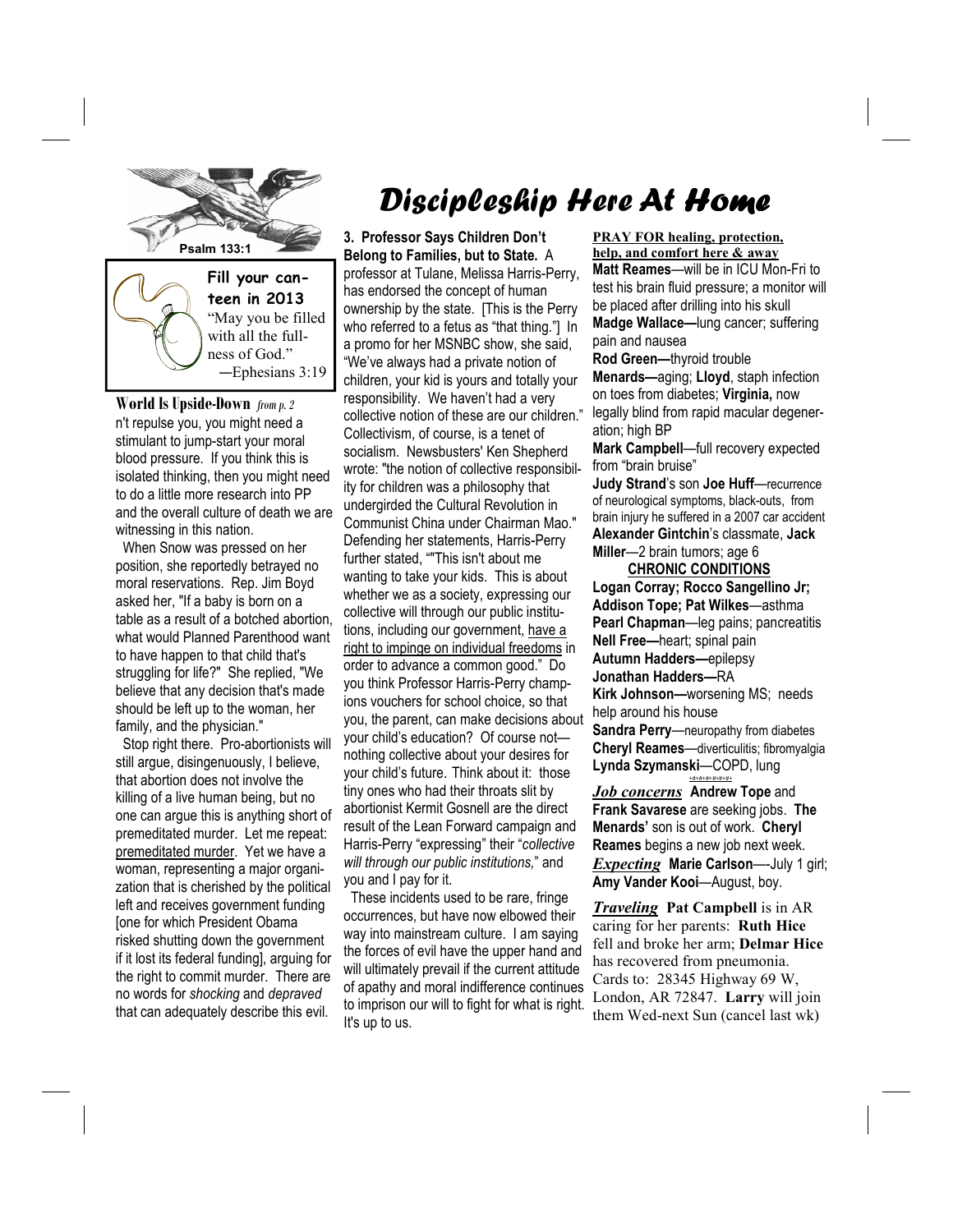# Discipleship Here At Home

Psalm 133:1

**Fill your canteen in 2013**

"May you be filled with all the fullness of God."
—Ephesians 3:19

**World Is Upside-Down** *from p. 2*

n't repulse you, you might need a stimulant to jump-start your moral blood pressure. If you think this is isolated thinking, then you might need to do a little more research into PP and the overall culture of death we are witnessing in this nation.

When Snow was pressed on her position, she reportedly betrayed no moral reservations. Rep. Jim Boyd asked her, "If a baby is born on a table as a result of a botched abortion, what would Planned Parenthood want to have happen to that child that's struggling for life?" She replied, "We believe that any decision that's made should be left up to the woman, her family, and the physician."

Stop right there. Pro-abortionists will still argue, disingenuously, I believe, that abortion does not involve the killing of a live human being, but no one can argue this is anything short of premeditated murder. Let me repeat: premeditated murder. Yet we have a woman, representing a major organization that is cherished by the political left and receives government funding [one for which President Obama risked shutting down the government if it lost its federal funding], arguing for the right to commit murder. There are no words for *shocking* and *depraved* that can adequately describe this evil.

**3. Professor Says Children Don't Belong to Families, but to State.** A professor at Tulane, Melissa Harris-Perry, has endorsed the concept of human ownership by the state. [This is the Perry who referred to a fetus as "that thing."] In a promo for her MSNBC show, she said, "We've always had a private notion of children, your kid is yours and totally your responsibility. We haven't had a very collective notion of these are our children." Collectivism, of course, is a tenet of socialism. Newsbusters' Ken Shepherd wrote: "the notion of collective responsibility for children was a philosophy that undergirded the Cultural Revolution in Communist China under Chairman Mao." Defending her statements, Harris-Perry further stated, ""This isn't about me wanting to take your kids. This is about whether we as a society, expressing our collective will through our public institutions, including our government, have a right to impinge on individual freedoms in order to advance a common good." Do you think Professor Harris-Perry champions vouchers for school choice, so that you, the parent, can make decisions about your child's education? Of course not—nothing collective about your desires for your child's future. Think about it: those tiny ones who had their throats slit by abortionist Kermit Gosnell are the direct result of the Lean Forward campaign and Harris-Perry "expressing" their "*collective will through our public institutions,*" and you and I pay for it.

These incidents used to be rare, fringe occurrences, but have now elbowed their way into mainstream culture. I am saying the forces of evil have the upper hand and will ultimately prevail if the current attitude of apathy and moral indifference continues to imprison our will to fight for what is right. It's up to us.

**PRAY FOR healing, protection, help, and comfort here & away**

**Matt Reames**—will be in ICU Mon-Fri to test his brain fluid pressure; a monitor will be placed after drilling into his skull
**Madge Wallace—**lung cancer; suffering pain and nausea
**Rod Green—**thyroid trouble
**Menards—**aging; **Lloyd**, staph infection on toes from diabetes; **Virginia,** now legally blind from rapid macular degeneration; high BP
**Mark Campbell**—full recovery expected from "brain bruise"
**Judy Strand**'s son **Joe Huff**—recurrence of neurological symptoms, black-outs, from brain injury he suffered in a 2007 car accident
**Alexander Gintchin**'s classmate, **Jack Miller**—2 brain tumors; age 6

**CHRONIC CONDITIONS**

**Logan Corray; Rocco Sangellino Jr; Addison Tope; Pat Wilkes**—asthma
**Pearl Chapman**—leg pains; pancreatitis
**Nell Free—**heart; spinal pain
**Autumn Hadders—**epilepsy
**Jonathan Hadders—**RA
**Kirk Johnson—**worsening MS; needs help around his house
**Sandra Perry**—neuropathy from diabetes
**Cheryl Reames**—diverticulitis; fibromyalgia
**Lynda Szymanski**—COPD, lung

***Job concerns*** **Andrew Tope** and **Frank Savarese** are seeking jobs. **The Menards'** son is out of work. **Cheryl Reames** begins a new job next week.

***Expecting*** **Marie Carlson**—-July 1 girl; **Amy Vander Kooi**—August, boy.

***Traveling*** **Pat Campbell** is in AR caring for her parents: **Ruth Hice** fell and broke her arm; **Delmar Hice** has recovered from pneumonia. Cards to: 28345 Highway 69 W, London, AR 72847. **Larry** will join them Wed-next Sun (cancel last wk)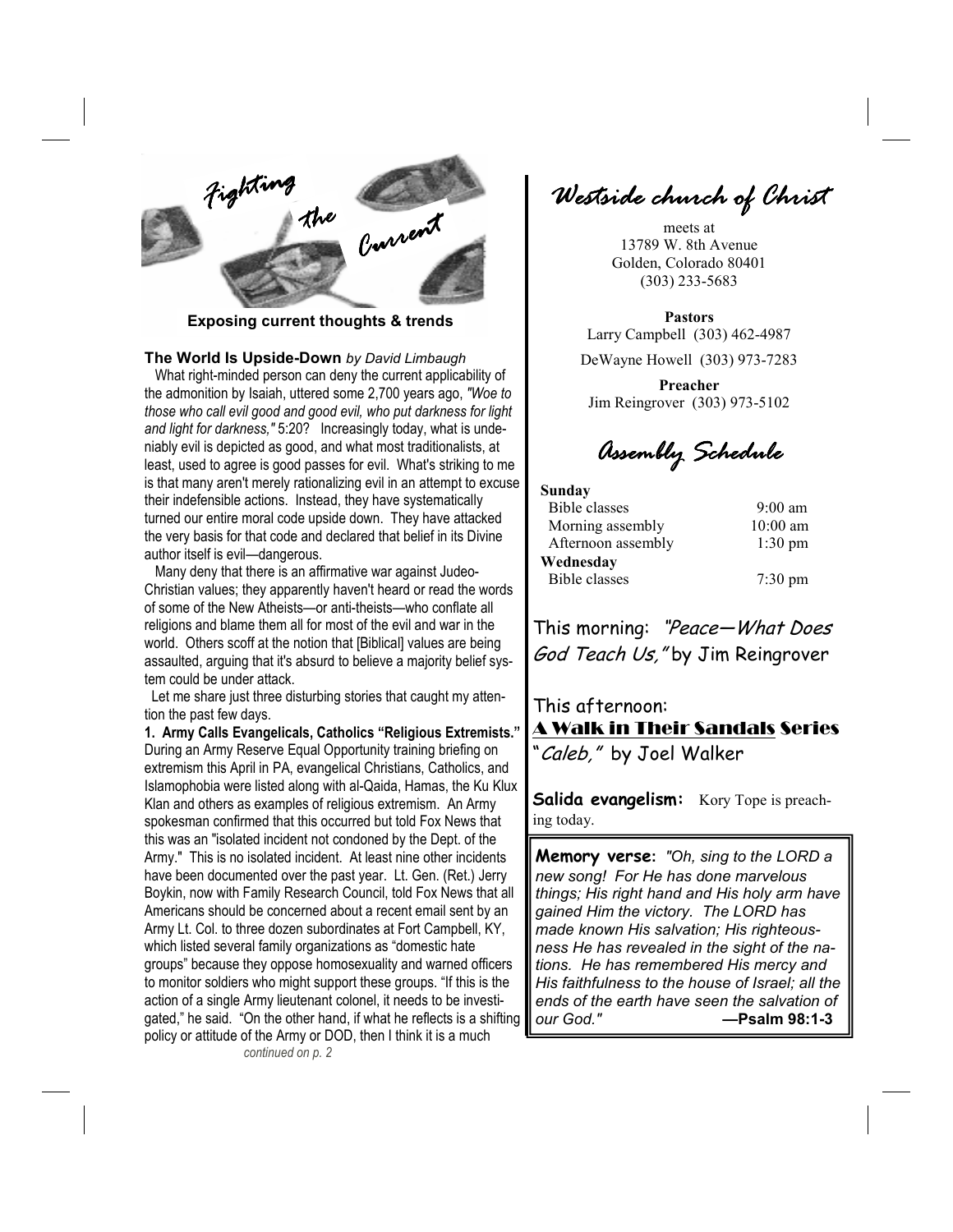# Fighting the Current

**Exposing current thoughts & trends**

### The World Is Upside-Down *by David Limbaugh*

What right-minded person can deny the current applicability of the admonition by Isaiah, uttered some 2,700 years ago, *"Woe to those who call evil good and good evil, who put darkness for light and light for darkness,"* 5:20? Increasingly today, what is undeniably evil is depicted as good, and what most traditionalists, at least, used to agree is good passes for evil. What's striking to me is that many aren't merely rationalizing evil in an attempt to excuse their indefensible actions. Instead, they have systematically turned our entire moral code upside down. They have attacked the very basis for that code and declared that belief in its Divine author itself is evil—dangerous.

Many deny that there is an affirmative war against Judeo-Christian values; they apparently haven't heard or read the words of some of the New Atheists—or anti-theists—who conflate all religions and blame them all for most of the evil and war in the world. Others scoff at the notion that [Biblical] values are being assaulted, arguing that it's absurd to believe a majority belief system could be under attack.

Let me share just three disturbing stories that caught my attention the past few days.

**1. Army Calls Evangelicals, Catholics "Religious Extremists."** During an Army Reserve Equal Opportunity training briefing on extremism this April in PA, evangelical Christians, Catholics, and Islamophobia were listed along with al-Qaida, Hamas, the Ku Klux Klan and others as examples of religious extremism. An Army spokesman confirmed that this occurred but told Fox News that this was an "isolated incident not condoned by the Dept. of the Army." This is no isolated incident. At least nine other incidents have been documented over the past year. Lt. Gen. (Ret.) Jerry Boykin, now with Family Research Council, told Fox News that all Americans should be concerned about a recent email sent by an Army Lt. Col. to three dozen subordinates at Fort Campbell, KY, which listed several family organizations as "domestic hate groups" because they oppose homosexuality and warned officers to monitor soldiers who might support these groups. "If this is the action of a single Army lieutenant colonel, it needs to be investigated," he said. "On the other hand, if what he reflects is a shifting policy or attitude of the Army or DOD, then I think it is a much

*continued on p. 2*

# Westside church of Christ

meets at
13789 W. 8th Avenue
Golden, Colorado 80401
(303) 233-5683

**Pastors**
Larry Campbell (303) 462-4987
DeWayne Howell (303) 973-7283

**Preacher**
Jim Reingrover (303) 973-5102

## Assembly Schedule

| | |
|---|---|
| **Sunday** | |
| Bible classes | 9:00 am |
| Morning assembly | 10:00 am |
| Afternoon assembly | 1:30 pm |
| **Wednesday** | |
| Bible classes | 7:30 pm |

This morning: *"Peace—What Does God Teach Us,"* by Jim Reingrover

This afternoon:
**A Walk in Their Sandals Series**
"*Caleb,"* by Joel Walker

**Salida evangelism:** Kory Tope is preaching today.

**Memory verse:** *"Oh, sing to the LORD a new song! For He has done marvelous things; His right hand and His holy arm have gained Him the victory. The LORD has made known His salvation; His righteousness He has revealed in the sight of the nations. He has remembered His mercy and His faithfulness to the house of Israel; all the ends of the earth have seen the salvation of our God."* **—Psalm 98:1-3**